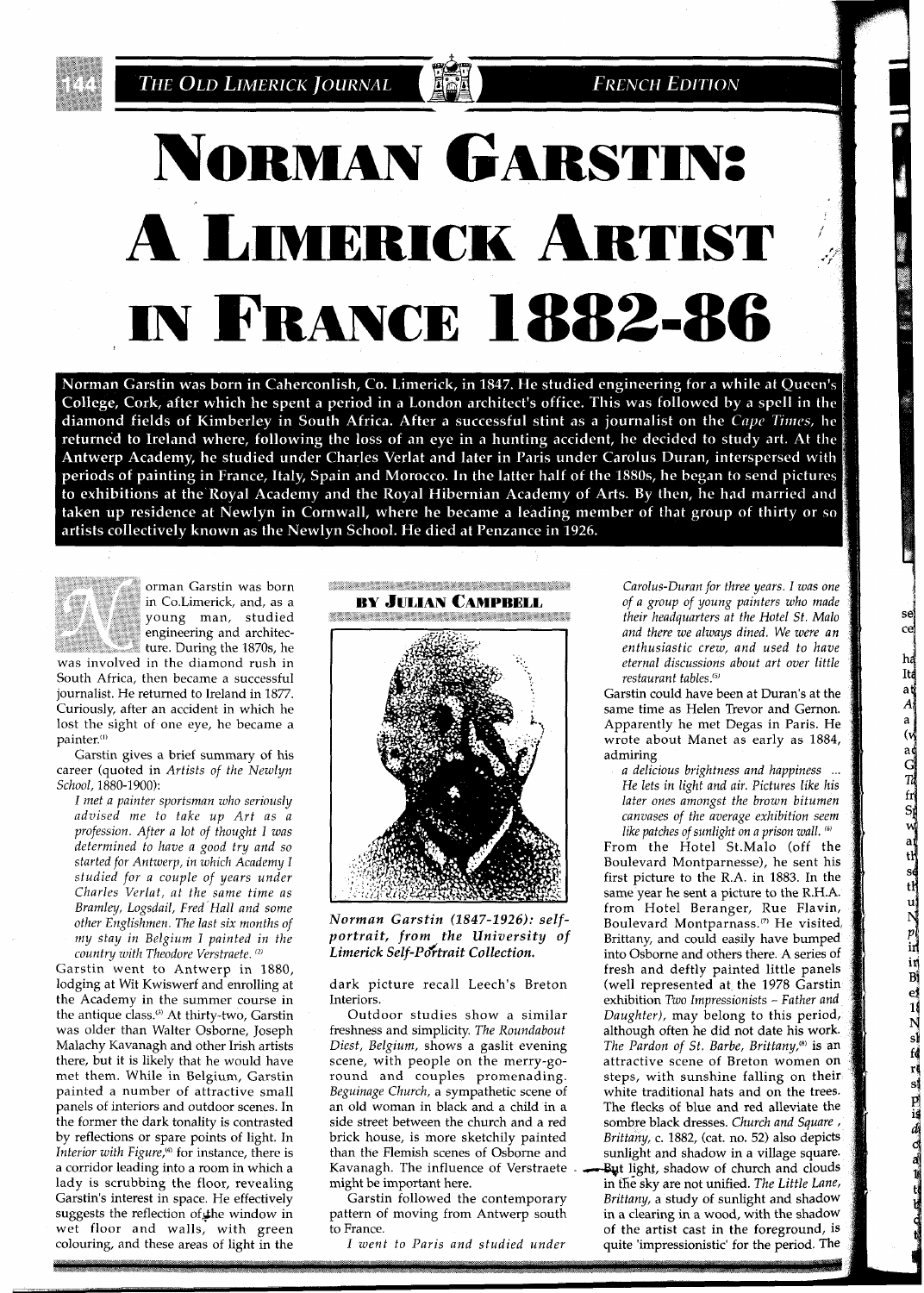# Norman Garstin: A Limerick Artist in France 1882-86

**Norman Garstin was born in Caherconlish, Co. Limerick, in 1847. He studied engineering for a while at Queen's College, Cork, after which he spent a period in a London architect's office. This was followed by a spell in the diamond fields of Kimberley in South Africa. After a successful stint as a journalist on the *Cape Times*, he returned to Ireland where, following the loss of an eye in a hunting accident, he decided to study art. At the Antwerp Academy, he studied under Charles Verlat and later in Paris under Carolus Duran, interspersed with periods of painting in France, Italy, Spain and Morocco. In the latter half of the 1880s, he began to send pictures to exhibitions at the Royal Academy and the Royal Hibernian Academy of Arts. By then, he had married and taken up residence at Newlyn in Cornwall, where he became a leading member of that group of thirty or so artists collectively known as the Newlyn School. He died at Penzance in 1926.**

### By Julian Campbell

Norman Garstin was born in Co.Limerick, and, as a young man, studied engineering and architecture. During the 1870s, he was involved in the diamond rush in South Africa, then became a successful journalist. He returned to Ireland in 1877. Curiously, after an accident in which he lost the sight of one eye, he became a painter.[1]

Garstin gives a brief summary of his career (quoted in *Artists of the Newlyn School*, 1880-1900):

> *I met a painter sportsman who seriously advised me to take up Art as a profession. After a lot of thought I was determined to have a good try and so started for Antwerp, in which Academy I studied for a couple of years under Charles Verlat, at the same time as Bramley, Logsdail, Fred Hall and some other Englishmen. The last six months of my stay in Belgium I painted in the country with Theodore Verstraete.* [2]

Garstin went to Antwerp in 1880, lodging at Wit Kwiswerf and enrolling at the Academy in the summer course in the antique class.[3] At thirty-two, Garstin was older than Walter Osborne, Joseph Malachy Kavanagh and other Irish artists there, but it is likely that he would have met them. While in Belgium, Garstin painted a number of attractive small panels of interiors and outdoor scenes. In the former the dark tonality is contrasted by reflections or spare points of light. In *Interior with Figure*,[4] for instance, there is a corridor leading into a room in which a lady is scrubbing the floor, revealing Garstin's interest in space. He effectively suggests the reflection of the window in wet floor and walls, with green colouring, and these areas of light in the dark picture recall Leech's Breton Interiors.

*Norman Garstin (1847-1926): self-portrait, from the University of Limerick Self-Portrait Collection.*

Outdoor studies show a similar freshness and simplicity. *The Roundabout Diest, Belgium*, shows a gaslit evening scene, with people on the merry-go-round and couples promenading. *Beguinage Church*, a sympathetic scene of an old woman in black and a child in a side street between the church and a red brick house, is more sketchily painted than the Flemish scenes of Osborne and Kavanagh. The influence of Verstraete might be important here.

Garstin followed the contemporary pattern of moving from Antwerp south to France.

> *I went to Paris and studied under Carolus-Duran for three years. I was one of a group of young painters who made their headquarters at the Hotel St. Malo and there we always dined. We were an enthusiastic crew, and used to have eternal discussions about art over little restaurant tables.*[5]

Garstin could have been at Duran's at the same time as Helen Trevor and Gernon. Apparently he met Degas in Paris. He wrote about Manet as early as 1884, admiring

> *a delicious brightness and happiness ... He lets in light and air. Pictures like his later ones amongst the brown bitumen canvases of the average exhibition seem like patches of sunlight on a prison wall.* [6]

From the Hotel St.Malo (off the Boulevard Montparnesse), he sent his first picture to the R.A. in 1883. In the same year he sent a picture to the R.H.A. from Hotel Beranger, Rue Flavin, Boulevard Montparnass.[7] He visited Brittany, and could easily have bumped into Osborne and others there. A series of fresh and deftly painted little panels (well represented at the 1978 Garstin exhibition *Two Impressionists – Father and Daughter)*, may belong to this period, although often he did not date his work. *The Pardon of St. Barbe, Brittany*,[8] is an attractive scene of Breton women on steps, with sunshine falling on their white traditional hats and on the trees. The flecks of blue and red alleviate the sombre black dresses. *Church and Square, Brittany*, c. 1882, (cat. no. 52) also depicts sunlight and shadow in a village square. But light, shadow of church and clouds in the sky are not unified. *The Little Lane, Brittany*, a study of sunlight and shadow in a clearing in a wood, with the shadow of the artist cast in the foreground, is quite 'impressionistic' for the period. The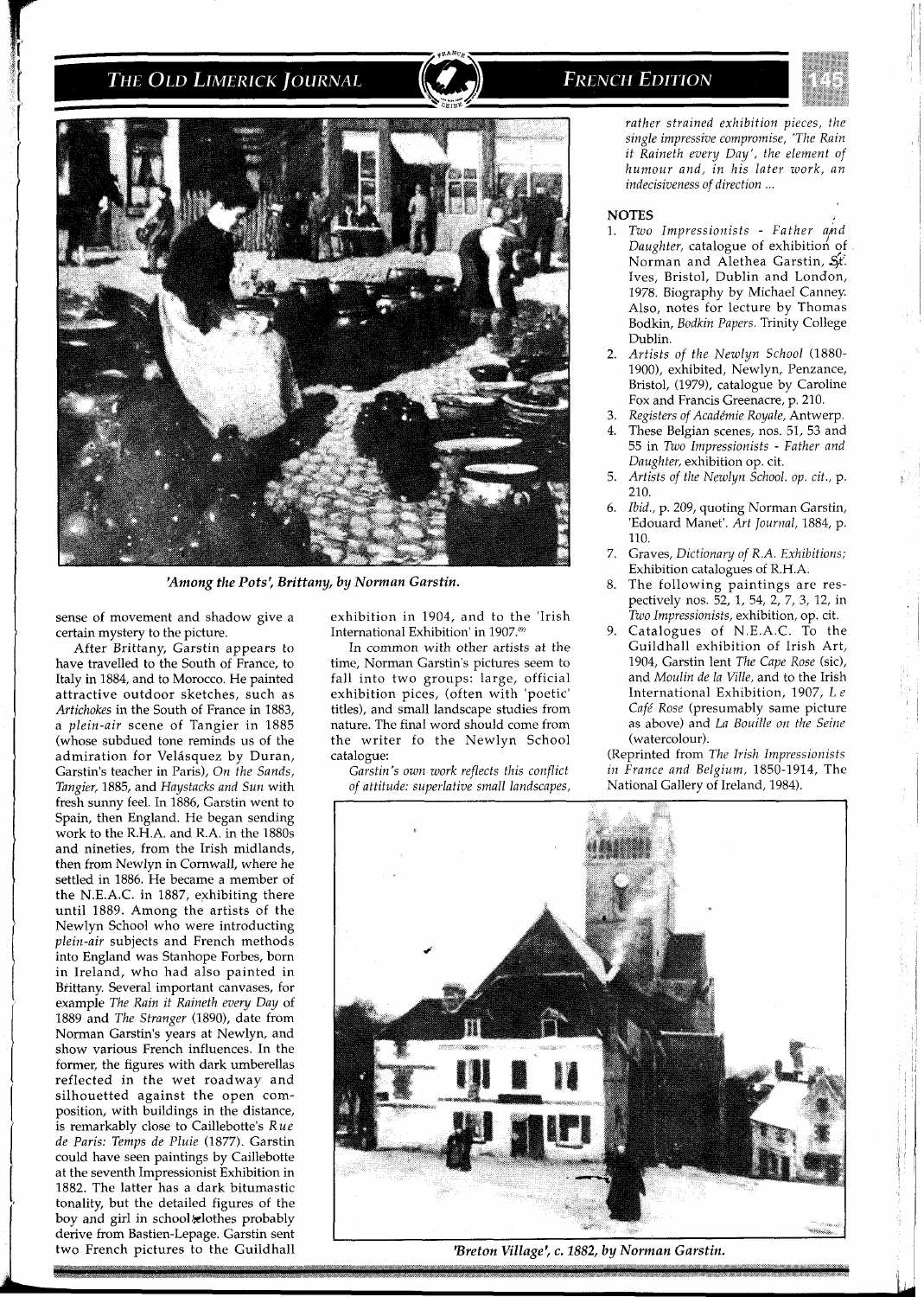'Among the Pots', Brittany, by Norman Garstin.

sense of movement and shadow give a certain mystery to the picture.

After Brittany, Garstin appears to have travelled to the South of France, to Italy in 1884, and to Morocco. He painted attractive outdoor sketches, such as *Artichokes* in the South of France in 1883, a *plein-air* scene of Tangier in 1885 (whose subdued tone reminds us of the admiration for Velásquez by Duran, Garstin's teacher in Paris), *On the Sands, Tangier,* 1885, and *Haystacks and Sun* with fresh sunny feel. In 1886, Garstin went to Spain, then England. He began sending work to the R.H.A. and R.A. in the 1880s and nineties, from the Irish midlands, then from Newlyn in Cornwall, where he settled in 1886. He became a member of the N.E.A.C. in 1887, exhibiting there until 1889. Among the artists of the Newlyn School who were introducting *plein-air* subjects and French methods into England was Stanhope Forbes, born in Ireland, who had also painted in Brittany. Several important canvases, for example *The Rain it Raineth every Day* of 1889 and *The Stranger* (1890), date from Norman Garstin's years at Newlyn, and show various French influences. In the former, the figures with dark umberellas reflected in the wet roadway and silhouetted against the open composition, with buildings in the distance, is remarkably close to Caillebotte's *Rue de Paris: Temps de Pluie* (1877). Garstin could have seen paintings by Caillebotte at the seventh Impressionist Exhibition in 1882. The latter has a dark bitumastic tonality, but the detailed figures of the boy and girl in school clothes probably derive from Bastien-Lepage. Garstin sent two French pictures to the Guildhall exhibition in 1904, and to the 'Irish International Exhibition' in 1907.[9]

In common with other artists at the time, Norman Garstin's pictures seem to fall into two groups: large, official exhibition pices, (often with 'poetic' titles), and small landscape studies from nature. The final word should come from the writer fo the Newlyn School catalogue:

*Garstin's own work reflects this conflict of attitude: superlative small landscapes, rather strained exhibition pieces, the single impressive compromise, 'The Rain it Raineth every Day', the element of humour and, in his later work, an indecisiveness of direction ...*

## NOTES

1. *Two Impressionists - Father and Daughter,* catalogue of exhibition of Norman and Alethea Garstin, St. Ives, Bristol, Dublin and London, 1978. Biography by Michael Canney. Also, notes for lecture by Thomas Bodkin, *Bodkin Papers.* Trinity College Dublin.
2. *Artists of the Newlyn School* (1880-1900), exhibited, Newlyn, Penzance, Bristol, (1979), catalogue by Caroline Fox and Francis Greenacre, p. 210.
3. *Registers of Académie Royale,* Antwerp.
4. These Belgian scenes, nos. 51, 53 and 55 in *Two Impressionists - Father and Daughter,* exhibition op. cit.
5. *Artists of the Newlyn School. op. cit.,* p. 210.
6. *Ibid.,* p. 209, quoting Norman Garstin, 'Edouard Manet'. *Art Journal,* 1884, p. 110.
7. Graves, *Dictionary of R.A. Exhibitions;* Exhibition catalogues of R.H.A.
8. The following paintings are respectively nos. 52, 1, 54, 2, 7, 3, 12, in *Two Impressionists,* exhibition, op. cit.
9. Catalogues of N.E.A.C. To the Guildhall exhibition of Irish Art, 1904, Garstin lent *The Cape Rose* (sic), and *Moulin de la Ville,* and to the Irish International Exhibition, 1907, *Le Café Rose* (presumably same picture as above) and *La Bouille on the Seine* (watercolour).

(Reprinted from *The Irish Impressionists in France and Belgium,* 1850-1914, The National Gallery of Ireland, 1984).

'Breton Village', c. 1882, by Norman Garstin.